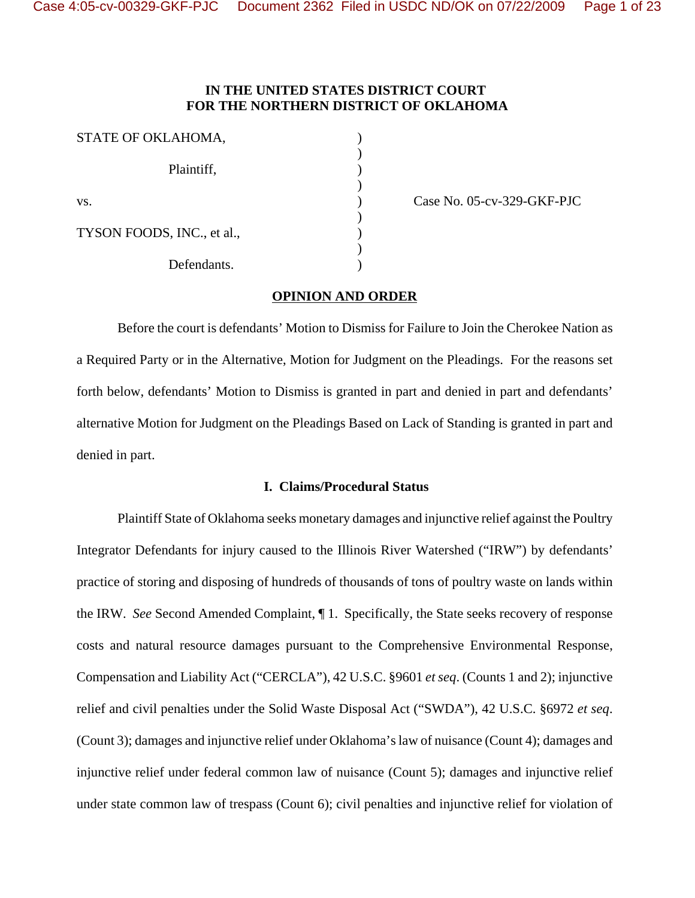**IN THE UNITED STATES DISTRICT COURT**
**FOR THE NORTHERN DISTRICT OF OKLAHOMA**

| | | |
|---|---|---|
| STATE OF OKLAHOMA, | ) | |
| | ) | |
| Plaintiff, | ) | |
| | ) | |
| vs. | ) | Case No. 05-cv-329-GKF-PJC |
| | ) | |
| TYSON FOODS, INC., et al., | ) | |
| | ) | |
| Defendants. | ) | |

**OPINION AND ORDER**

Before the court is defendants' Motion to Dismiss for Failure to Join the Cherokee Nation as a Required Party or in the Alternative, Motion for Judgment on the Pleadings. For the reasons set forth below, defendants' Motion to Dismiss is granted in part and denied in part and defendants' alternative Motion for Judgment on the Pleadings Based on Lack of Standing is granted in part and denied in part.

## I. Claims/Procedural Status

Plaintiff State of Oklahoma seeks monetary damages and injunctive relief against the Poultry Integrator Defendants for injury caused to the Illinois River Watershed ("IRW") by defendants' practice of storing and disposing of hundreds of thousands of tons of poultry waste on lands within the IRW. *See* Second Amended Complaint, ¶ 1. Specifically, the State seeks recovery of response costs and natural resource damages pursuant to the Comprehensive Environmental Response, Compensation and Liability Act ("CERCLA"), 42 U.S.C. §9601 *et seq*. (Counts 1 and 2); injunctive relief and civil penalties under the Solid Waste Disposal Act ("SWDA"), 42 U.S.C. §6972 *et seq*. (Count 3); damages and injunctive relief under Oklahoma's law of nuisance (Count 4); damages and injunctive relief under federal common law of nuisance (Count 5); damages and injunctive relief under state common law of trespass (Count 6); civil penalties and injunctive relief for violation of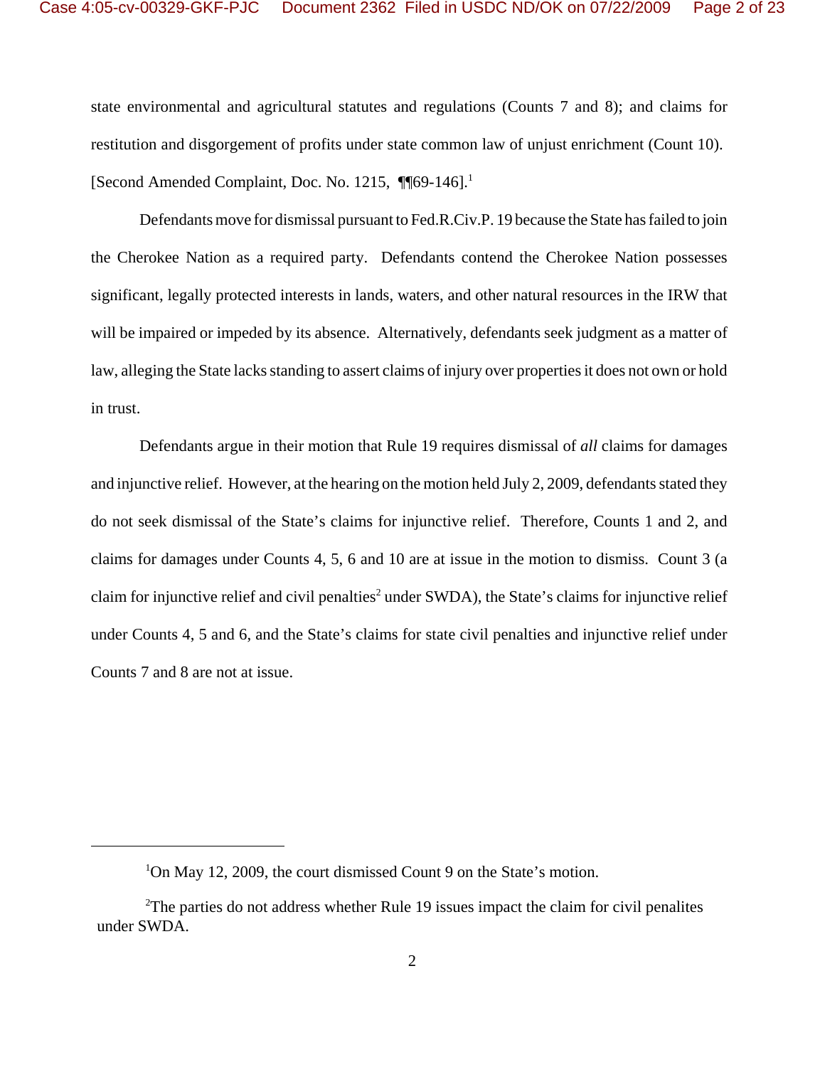state environmental and agricultural statutes and regulations (Counts 7 and 8); and claims for restitution and disgorgement of profits under state common law of unjust enrichment (Count 10). [Second Amended Complaint, Doc. No. 1215, ¶¶69-146].[1]

Defendants move for dismissal pursuant to Fed.R.Civ.P. 19 because the State has failed to join the Cherokee Nation as a required party. Defendants contend the Cherokee Nation possesses significant, legally protected interests in lands, waters, and other natural resources in the IRW that will be impaired or impeded by its absence. Alternatively, defendants seek judgment as a matter of law, alleging the State lacks standing to assert claims of injury over properties it does not own or hold in trust.

Defendants argue in their motion that Rule 19 requires dismissal of *all* claims for damages and injunctive relief. However, at the hearing on the motion held July 2, 2009, defendants stated they do not seek dismissal of the State's claims for injunctive relief. Therefore, Counts 1 and 2, and claims for damages under Counts 4, 5, 6 and 10 are at issue in the motion to dismiss. Count 3 (a claim for injunctive relief and civil penalties[2] under SWDA), the State's claims for injunctive relief under Counts 4, 5 and 6, and the State's claims for state civil penalties and injunctive relief under Counts 7 and 8 are not at issue.

---

[1] On May 12, 2009, the court dismissed Count 9 on the State's motion.

[2] The parties do not address whether Rule 19 issues impact the claim for civil penalites under SWDA.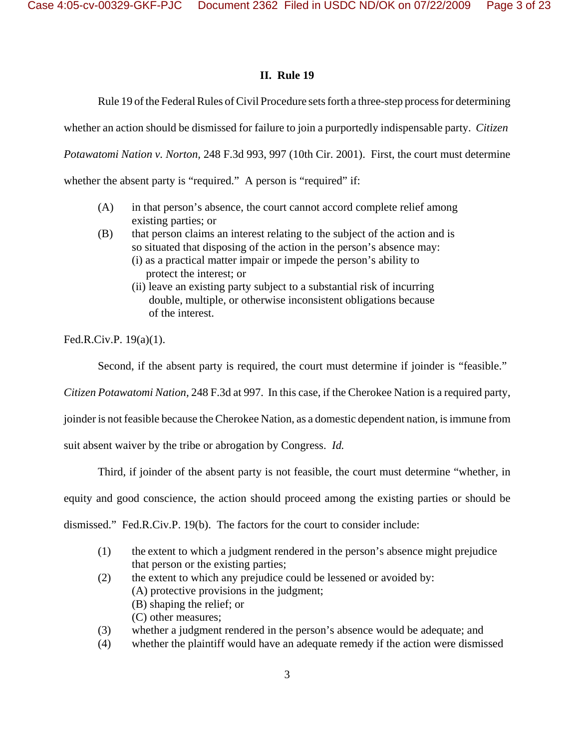## II. Rule 19

Rule 19 of the Federal Rules of Civil Procedure sets forth a three-step process for determining whether an action should be dismissed for failure to join a purportedly indispensable party. *Citizen Potawatomi Nation v. Norton,* 248 F.3d 993, 997 (10th Cir. 2001). First, the court must determine whether the absent party is "required." A person is "required" if:

> (A) in that person's absence, the court cannot accord complete relief among existing parties; or
>
> (B) that person claims an interest relating to the subject of the action and is so situated that disposing of the action in the person's absence may:
> (i) as a practical matter impair or impede the person's ability to protect the interest; or
> (ii) leave an existing party subject to a substantial risk of incurring double, multiple, or otherwise inconsistent obligations because of the interest.

Fed.R.Civ.P. 19(a)(1).

Second, if the absent party is required, the court must determine if joinder is "feasible." *Citizen Potawatomi Nation,* 248 F.3d at 997. In this case, if the Cherokee Nation is a required party, joinder is not feasible because the Cherokee Nation, as a domestic dependent nation, is immune from suit absent waiver by the tribe or abrogation by Congress. *Id.*

Third, if joinder of the absent party is not feasible, the court must determine "whether, in equity and good conscience, the action should proceed among the existing parties or should be dismissed." Fed.R.Civ.P. 19(b). The factors for the court to consider include:

> (1) the extent to which a judgment rendered in the person's absence might prejudice that person or the existing parties;
>
> (2) the extent to which any prejudice could be lessened or avoided by:
> (A) protective provisions in the judgment;
> (B) shaping the relief; or
> (C) other measures;
>
> (3) whether a judgment rendered in the person's absence would be adequate; and
>
> (4) whether the plaintiff would have an adequate remedy if the action were dismissed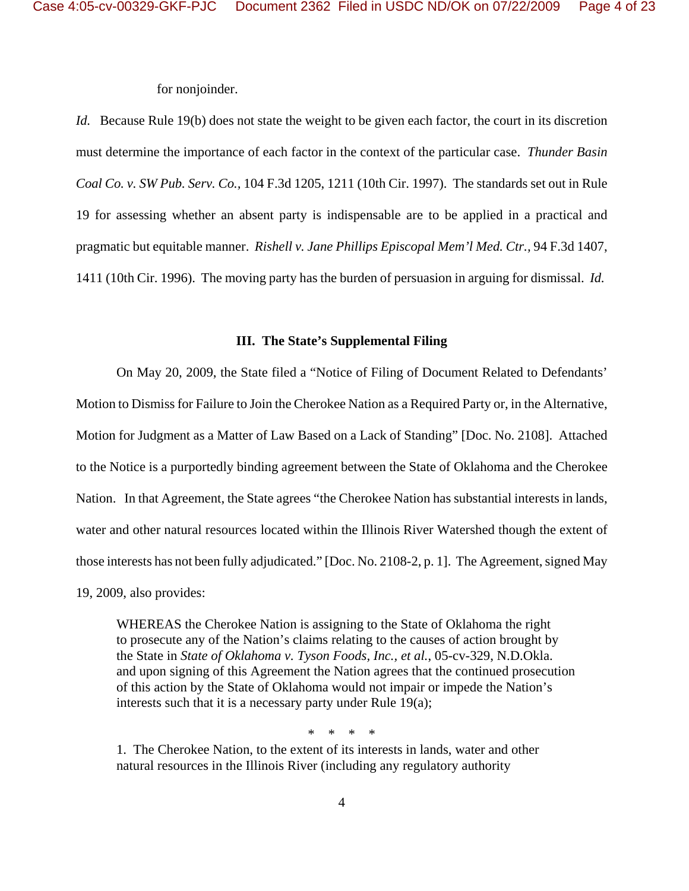for nonjoinder.

*Id.* Because Rule 19(b) does not state the weight to be given each factor, the court in its discretion must determine the importance of each factor in the context of the particular case. *Thunder Basin Coal Co. v. SW Pub. Serv. Co.*, 104 F.3d 1205, 1211 (10th Cir. 1997). The standards set out in Rule 19 for assessing whether an absent party is indispensable are to be applied in a practical and pragmatic but equitable manner. *Rishell v. Jane Phillips Episcopal Mem'l Med. Ctr.*, 94 F.3d 1407, 1411 (10th Cir. 1996). The moving party has the burden of persuasion in arguing for dismissal. *Id.*

### III. The State's Supplemental Filing

On May 20, 2009, the State filed a "Notice of Filing of Document Related to Defendants' Motion to Dismiss for Failure to Join the Cherokee Nation as a Required Party or, in the Alternative, Motion for Judgment as a Matter of Law Based on a Lack of Standing" [Doc. No. 2108]. Attached to the Notice is a purportedly binding agreement between the State of Oklahoma and the Cherokee Nation. In that Agreement, the State agrees "the Cherokee Nation has substantial interests in lands, water and other natural resources located within the Illinois River Watershed though the extent of those interests has not been fully adjudicated." [Doc. No. 2108-2, p. 1]. The Agreement, signed May 19, 2009, also provides:

> WHEREAS the Cherokee Nation is assigning to the State of Oklahoma the right to prosecute any of the Nation's claims relating to the causes of action brought by the State in *State of Oklahoma v. Tyson Foods, Inc., et al.*, 05-cv-329, N.D.Okla. and upon signing of this Agreement the Nation agrees that the continued prosecution of this action by the State of Oklahoma would not impair or impede the Nation's interests such that it is a necessary party under Rule 19(a);
>
> \* \* \* \*
>
> 1. The Cherokee Nation, to the extent of its interests in lands, water and other natural resources in the Illinois River (including any regulatory authority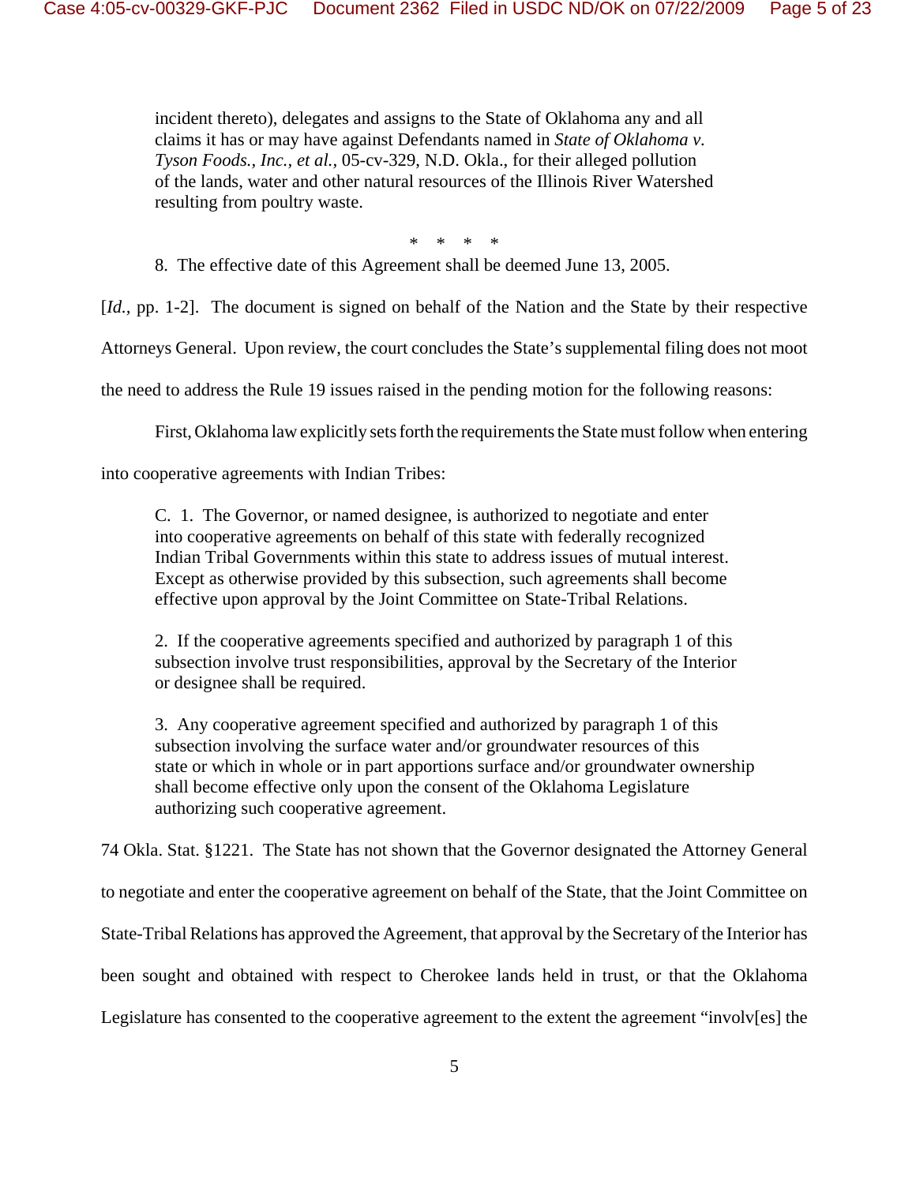> incident thereto), delegates and assigns to the State of Oklahoma any and all claims it has or may have against Defendants named in *State of Oklahoma v. Tyson Foods., Inc., et al.*, 05-cv-329, N.D. Okla., for their alleged pollution of the lands, water and other natural resources of the Illinois River Watershed resulting from poultry waste.
>
> \* \* \* \*
>
> 8. The effective date of this Agreement shall be deemed June 13, 2005.

[*Id.*, pp. 1-2]. The document is signed on behalf of the Nation and the State by their respective Attorneys General. Upon review, the court concludes the State's supplemental filing does not moot the need to address the Rule 19 issues raised in the pending motion for the following reasons:

First, Oklahoma law explicitly sets forth the requirements the State must follow when entering into cooperative agreements with Indian Tribes:

> C. 1. The Governor, or named designee, is authorized to negotiate and enter into cooperative agreements on behalf of this state with federally recognized Indian Tribal Governments within this state to address issues of mutual interest. Except as otherwise provided by this subsection, such agreements shall become effective upon approval by the Joint Committee on State-Tribal Relations.
>
> 2. If the cooperative agreements specified and authorized by paragraph 1 of this subsection involve trust responsibilities, approval by the Secretary of the Interior or designee shall be required.
>
> 3. Any cooperative agreement specified and authorized by paragraph 1 of this subsection involving the surface water and/or groundwater resources of this state or which in whole or in part apportions surface and/or groundwater ownership shall become effective only upon the consent of the Oklahoma Legislature authorizing such cooperative agreement.

74 Okla. Stat. §1221. The State has not shown that the Governor designated the Attorney General to negotiate and enter the cooperative agreement on behalf of the State, that the Joint Committee on State-Tribal Relations has approved the Agreement, that approval by the Secretary of the Interior has been sought and obtained with respect to Cherokee lands held in trust, or that the Oklahoma Legislature has consented to the cooperative agreement to the extent the agreement "involv[es] the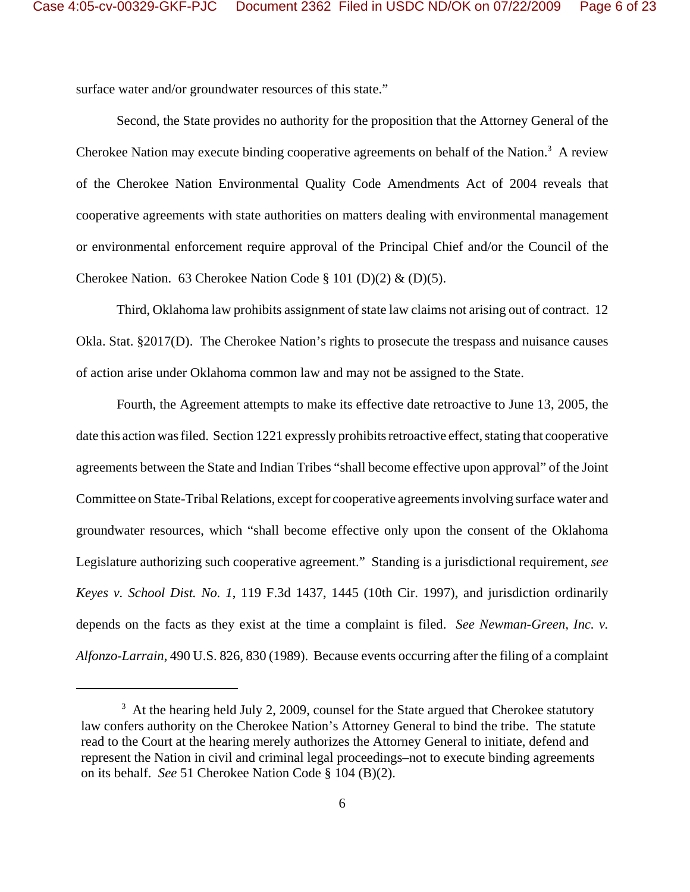surface water and/or groundwater resources of this state."

Second, the State provides no authority for the proposition that the Attorney General of the Cherokee Nation may execute binding cooperative agreements on behalf of the Nation.[3] A review of the Cherokee Nation Environmental Quality Code Amendments Act of 2004 reveals that cooperative agreements with state authorities on matters dealing with environmental management or environmental enforcement require approval of the Principal Chief and/or the Council of the Cherokee Nation. 63 Cherokee Nation Code § 101 (D)(2) & (D)(5).

Third, Oklahoma law prohibits assignment of state law claims not arising out of contract. 12 Okla. Stat. §2017(D). The Cherokee Nation's rights to prosecute the trespass and nuisance causes of action arise under Oklahoma common law and may not be assigned to the State.

Fourth, the Agreement attempts to make its effective date retroactive to June 13, 2005, the date this action was filed. Section 1221 expressly prohibits retroactive effect, stating that cooperative agreements between the State and Indian Tribes "shall become effective upon approval" of the Joint Committee on State-Tribal Relations, except for cooperative agreements involving surface water and groundwater resources, which "shall become effective only upon the consent of the Oklahoma Legislature authorizing such cooperative agreement." Standing is a jurisdictional requirement, *see Keyes v. School Dist. No. 1*, 119 F.3d 1437, 1445 (10th Cir. 1997), and jurisdiction ordinarily depends on the facts as they exist at the time a complaint is filed. *See Newman-Green, Inc. v. Alfonzo-Larrain*, 490 U.S. 826, 830 (1989). Because events occurring after the filing of a complaint

[3] At the hearing held July 2, 2009, counsel for the State argued that Cherokee statutory law confers authority on the Cherokee Nation's Attorney General to bind the tribe. The statute read to the Court at the hearing merely authorizes the Attorney General to initiate, defend and represent the Nation in civil and criminal legal proceedings–not to execute binding agreements on its behalf. *See* 51 Cherokee Nation Code § 104 (B)(2).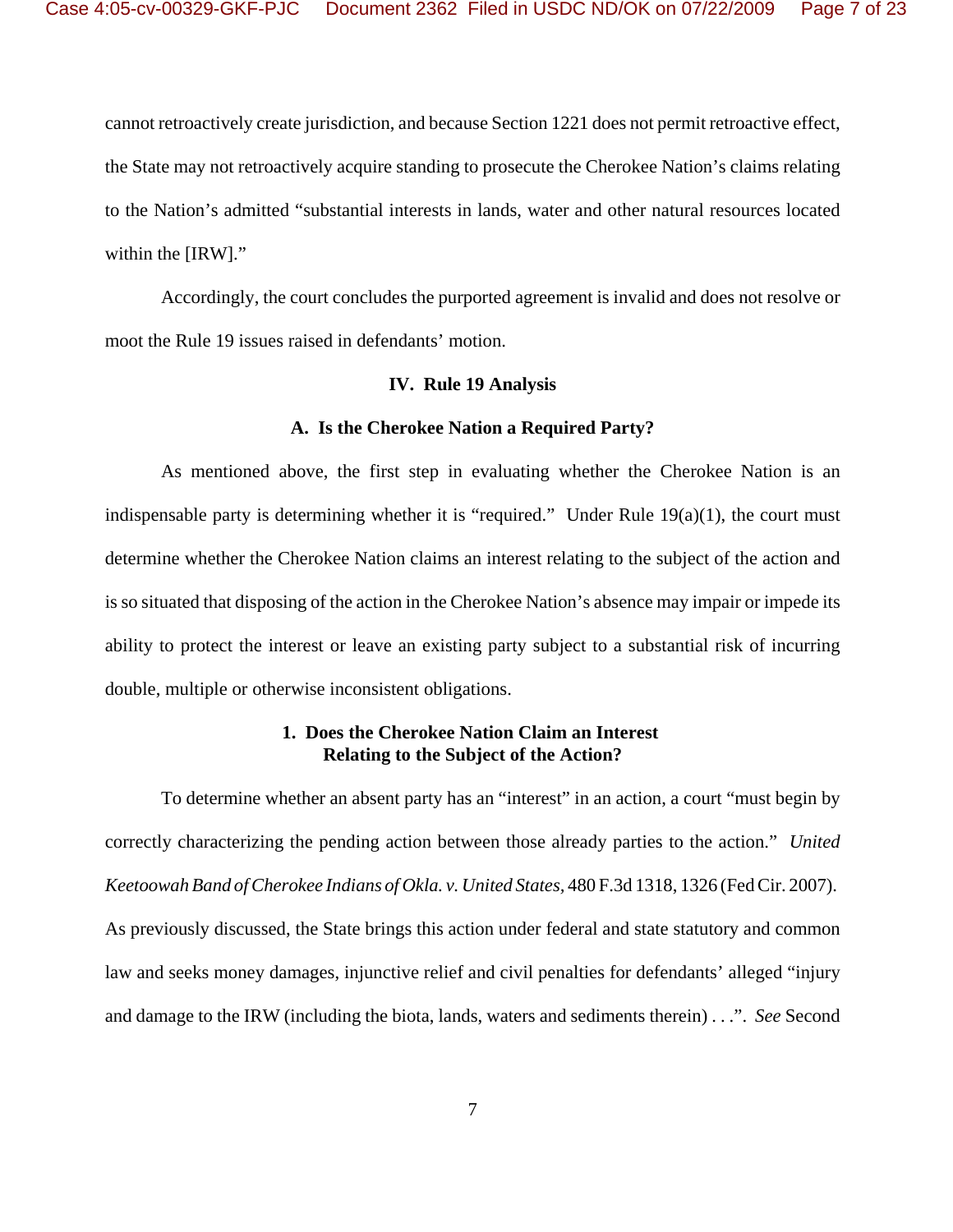cannot retroactively create jurisdiction, and because Section 1221 does not permit retroactive effect, the State may not retroactively acquire standing to prosecute the Cherokee Nation's claims relating to the Nation's admitted "substantial interests in lands, water and other natural resources located within the [IRW]."

Accordingly, the court concludes the purported agreement is invalid and does not resolve or moot the Rule 19 issues raised in defendants' motion.

## IV. Rule 19 Analysis

### A. Is the Cherokee Nation a Required Party?

As mentioned above, the first step in evaluating whether the Cherokee Nation is an indispensable party is determining whether it is "required." Under Rule 19(a)(1), the court must determine whether the Cherokee Nation claims an interest relating to the subject of the action and is so situated that disposing of the action in the Cherokee Nation's absence may impair or impede its ability to protect the interest or leave an existing party subject to a substantial risk of incurring double, multiple or otherwise inconsistent obligations.

#### 1. Does the Cherokee Nation Claim an Interest Relating to the Subject of the Action?

To determine whether an absent party has an "interest" in an action, a court "must begin by correctly characterizing the pending action between those already parties to the action." *United Keetoowah Band of Cherokee Indians of Okla. v. United States*, 480 F.3d 1318, 1326 (Fed Cir. 2007). As previously discussed, the State brings this action under federal and state statutory and common law and seeks money damages, injunctive relief and civil penalties for defendants' alleged "injury and damage to the IRW (including the biota, lands, waters and sediments therein) . . .". *See* Second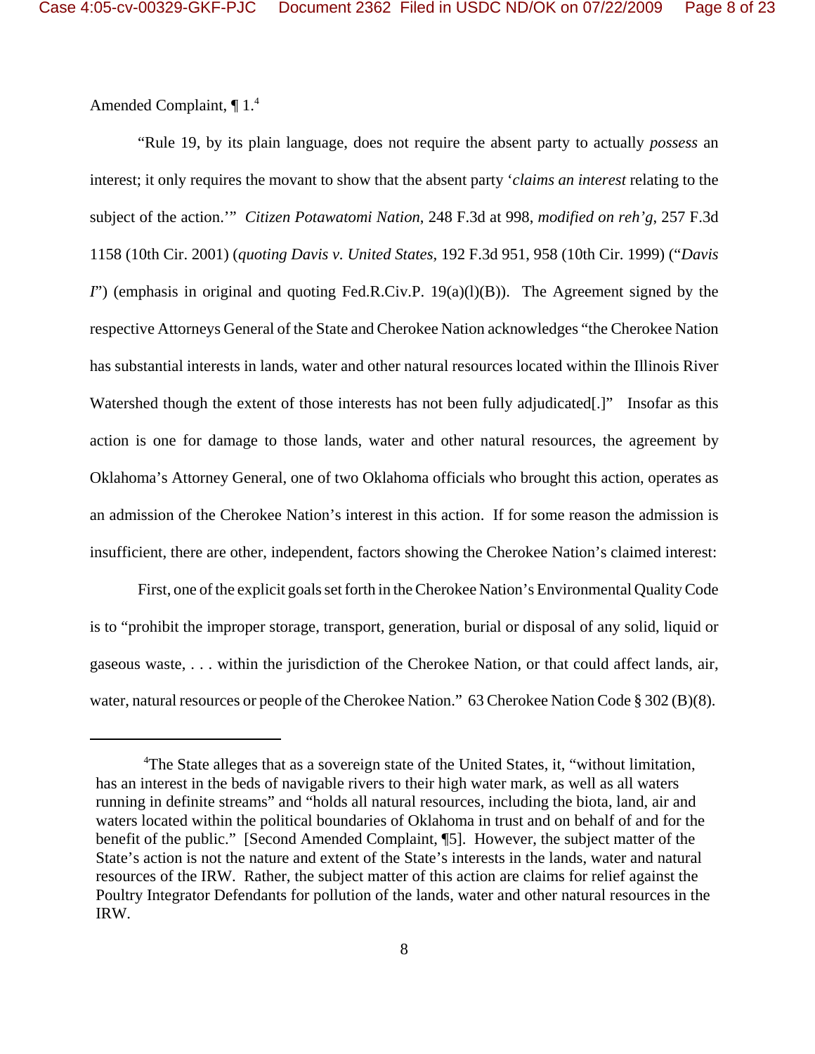Amended Complaint, ¶ 1.[4]

"Rule 19, by its plain language, does not require the absent party to actually *possess* an interest; it only requires the movant to show that the absent party '*claims an interest* relating to the subject of the action.'" *Citizen Potawatomi Nation*, 248 F.3d at 998, *modified on reh'g*, 257 F.3d 1158 (10th Cir. 2001) (*quoting Davis v. United States,* 192 F.3d 951, 958 (10th Cir. 1999) ("*Davis I*") (emphasis in original and quoting Fed.R.Civ.P. 19(a)(l)(B)). The Agreement signed by the respective Attorneys General of the State and Cherokee Nation acknowledges "the Cherokee Nation has substantial interests in lands, water and other natural resources located within the Illinois River Watershed though the extent of those interests has not been fully adjudicated[.]" Insofar as this action is one for damage to those lands, water and other natural resources, the agreement by Oklahoma's Attorney General, one of two Oklahoma officials who brought this action, operates as an admission of the Cherokee Nation's interest in this action. If for some reason the admission is insufficient, there are other, independent, factors showing the Cherokee Nation's claimed interest:

First, one of the explicit goals set forth in the Cherokee Nation's Environmental Quality Code is to "prohibit the improper storage, transport, generation, burial or disposal of any solid, liquid or gaseous waste, . . . within the jurisdiction of the Cherokee Nation, or that could affect lands, air, water, natural resources or people of the Cherokee Nation." 63 Cherokee Nation Code § 302 (B)(8).

---

[4] The State alleges that as a sovereign state of the United States, it, "without limitation, has an interest in the beds of navigable rivers to their high water mark, as well as all waters running in definite streams" and "holds all natural resources, including the biota, land, air and waters located within the political boundaries of Oklahoma in trust and on behalf of and for the benefit of the public." [Second Amended Complaint, ¶5]. However, the subject matter of the State's action is not the nature and extent of the State's interests in the lands, water and natural resources of the IRW. Rather, the subject matter of this action are claims for relief against the Poultry Integrator Defendants for pollution of the lands, water and other natural resources in the IRW.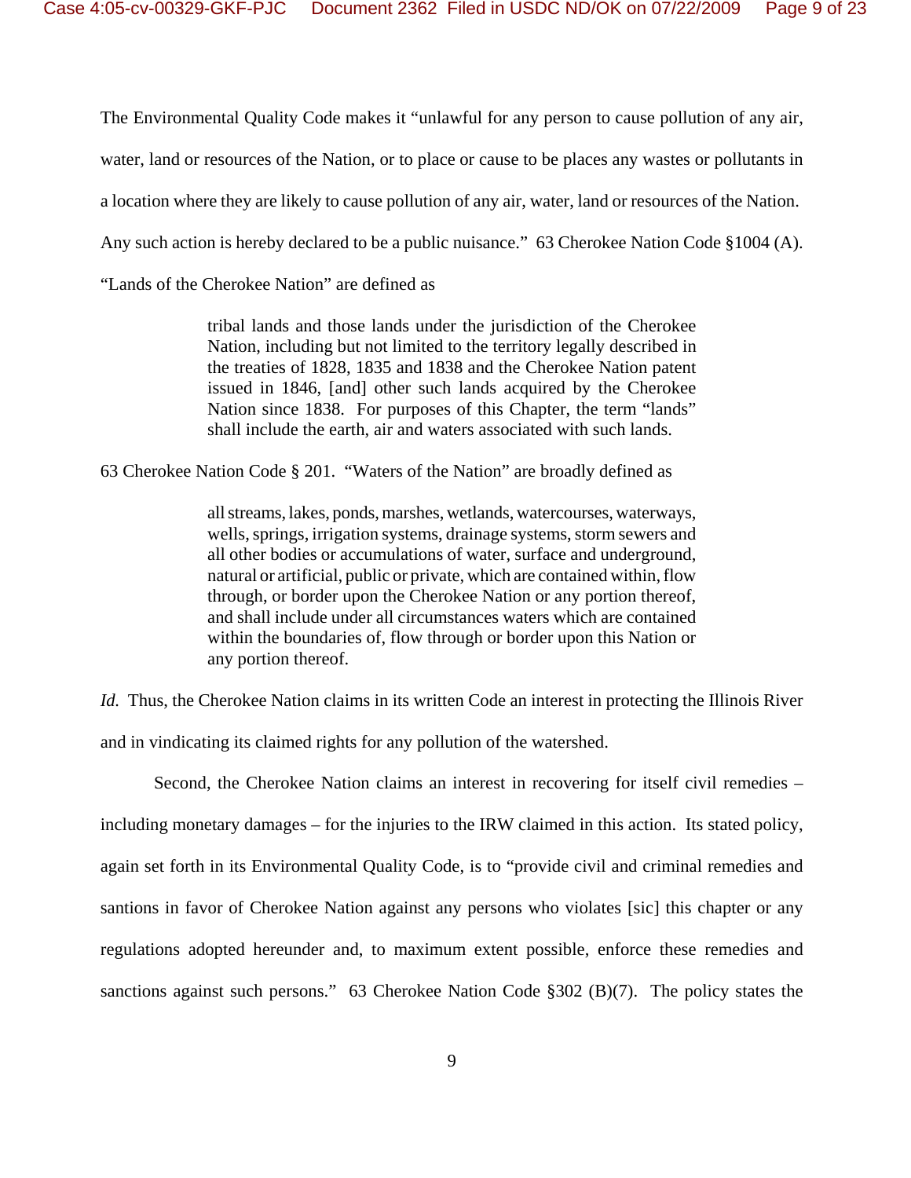The Environmental Quality Code makes it "unlawful for any person to cause pollution of any air, water, land or resources of the Nation, or to place or cause to be places any wastes or pollutants in a location where they are likely to cause pollution of any air, water, land or resources of the Nation. Any such action is hereby declared to be a public nuisance." 63 Cherokee Nation Code §1004 (A). "Lands of the Cherokee Nation" are defined as

> tribal lands and those lands under the jurisdiction of the Cherokee Nation, including but not limited to the territory legally described in the treaties of 1828, 1835 and 1838 and the Cherokee Nation patent issued in 1846, [and] other such lands acquired by the Cherokee Nation since 1838. For purposes of this Chapter, the term "lands" shall include the earth, air and waters associated with such lands.

63 Cherokee Nation Code § 201. "Waters of the Nation" are broadly defined as

> all streams, lakes, ponds, marshes, wetlands, watercourses, waterways, wells, springs, irrigation systems, drainage systems, storm sewers and all other bodies or accumulations of water, surface and underground, natural or artificial, public or private, which are contained within, flow through, or border upon the Cherokee Nation or any portion thereof, and shall include under all circumstances waters which are contained within the boundaries of, flow through or border upon this Nation or any portion thereof.

*Id.* Thus, the Cherokee Nation claims in its written Code an interest in protecting the Illinois River and in vindicating its claimed rights for any pollution of the watershed.

Second, the Cherokee Nation claims an interest in recovering for itself civil remedies – including monetary damages – for the injuries to the IRW claimed in this action. Its stated policy, again set forth in its Environmental Quality Code, is to "provide civil and criminal remedies and santions in favor of Cherokee Nation against any persons who violates [sic] this chapter or any regulations adopted hereunder and, to maximum extent possible, enforce these remedies and sanctions against such persons." 63 Cherokee Nation Code §302 (B)(7). The policy states the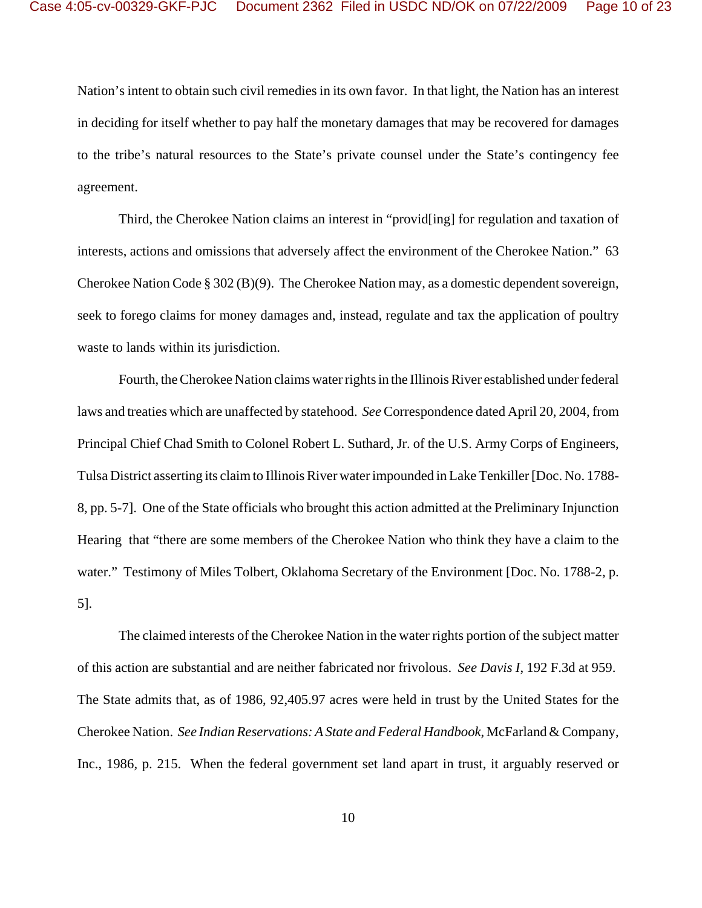Nation's intent to obtain such civil remedies in its own favor. In that light, the Nation has an interest in deciding for itself whether to pay half the monetary damages that may be recovered for damages to the tribe's natural resources to the State's private counsel under the State's contingency fee agreement.

Third, the Cherokee Nation claims an interest in "provid[ing] for regulation and taxation of interests, actions and omissions that adversely affect the environment of the Cherokee Nation." 63 Cherokee Nation Code § 302 (B)(9). The Cherokee Nation may, as a domestic dependent sovereign, seek to forego claims for money damages and, instead, regulate and tax the application of poultry waste to lands within its jurisdiction.

Fourth, the Cherokee Nation claims water rights in the Illinois River established under federal laws and treaties which are unaffected by statehood. *See* Correspondence dated April 20, 2004, from Principal Chief Chad Smith to Colonel Robert L. Suthard, Jr. of the U.S. Army Corps of Engineers, Tulsa District asserting its claim to Illinois River water impounded in Lake Tenkiller [Doc. No. 1788-8, pp. 5-7]. One of the State officials who brought this action admitted at the Preliminary Injunction Hearing that "there are some members of the Cherokee Nation who think they have a claim to the water." Testimony of Miles Tolbert, Oklahoma Secretary of the Environment [Doc. No. 1788-2, p. 5].

The claimed interests of the Cherokee Nation in the water rights portion of the subject matter of this action are substantial and are neither fabricated nor frivolous. *See Davis I*, 192 F.3d at 959. The State admits that, as of 1986, 92,405.97 acres were held in trust by the United States for the Cherokee Nation. *See Indian Reservations: A State and Federal Handbook*, McFarland & Company, Inc., 1986, p. 215. When the federal government set land apart in trust, it arguably reserved or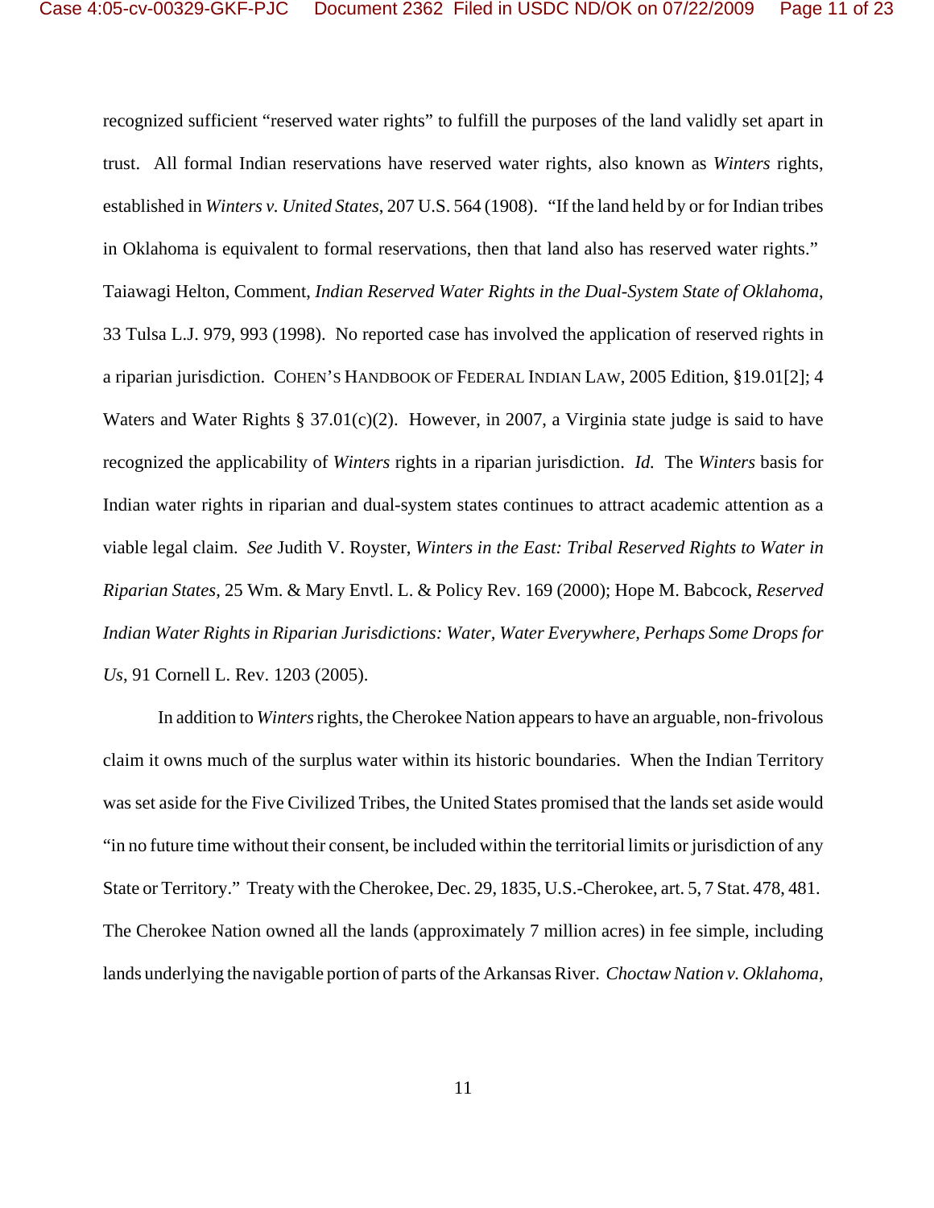recognized sufficient "reserved water rights" to fulfill the purposes of the land validly set apart in trust. All formal Indian reservations have reserved water rights, also known as *Winters* rights, established in *Winters v. United States*, 207 U.S. 564 (1908). "If the land held by or for Indian tribes in Oklahoma is equivalent to formal reservations, then that land also has reserved water rights." Taiawagi Helton, Comment, *Indian Reserved Water Rights in the Dual-System State of Oklahoma*, 33 Tulsa L.J. 979, 993 (1998). No reported case has involved the application of reserved rights in a riparian jurisdiction. COHEN'S HANDBOOK OF FEDERAL INDIAN LAW, 2005 Edition, §19.01[2]; 4 Waters and Water Rights § 37.01(c)(2). However, in 2007, a Virginia state judge is said to have recognized the applicability of *Winters* rights in a riparian jurisdiction. *Id.* The *Winters* basis for Indian water rights in riparian and dual-system states continues to attract academic attention as a viable legal claim. *See* Judith V. Royster, *Winters in the East: Tribal Reserved Rights to Water in Riparian States*, 25 Wm. & Mary Envtl. L. & Policy Rev. 169 (2000); Hope M. Babcock, *Reserved Indian Water Rights in Riparian Jurisdictions: Water, Water Everywhere, Perhaps Some Drops for Us*, 91 Cornell L. Rev. 1203 (2005).

In addition to *Winters* rights, the Cherokee Nation appears to have an arguable, non-frivolous claim it owns much of the surplus water within its historic boundaries. When the Indian Territory was set aside for the Five Civilized Tribes, the United States promised that the lands set aside would "in no future time without their consent, be included within the territorial limits or jurisdiction of any State or Territory." Treaty with the Cherokee, Dec. 29, 1835, U.S.-Cherokee, art. 5, 7 Stat. 478, 481. The Cherokee Nation owned all the lands (approximately 7 million acres) in fee simple, including lands underlying the navigable portion of parts of the Arkansas River. *Choctaw Nation v. Oklahoma*,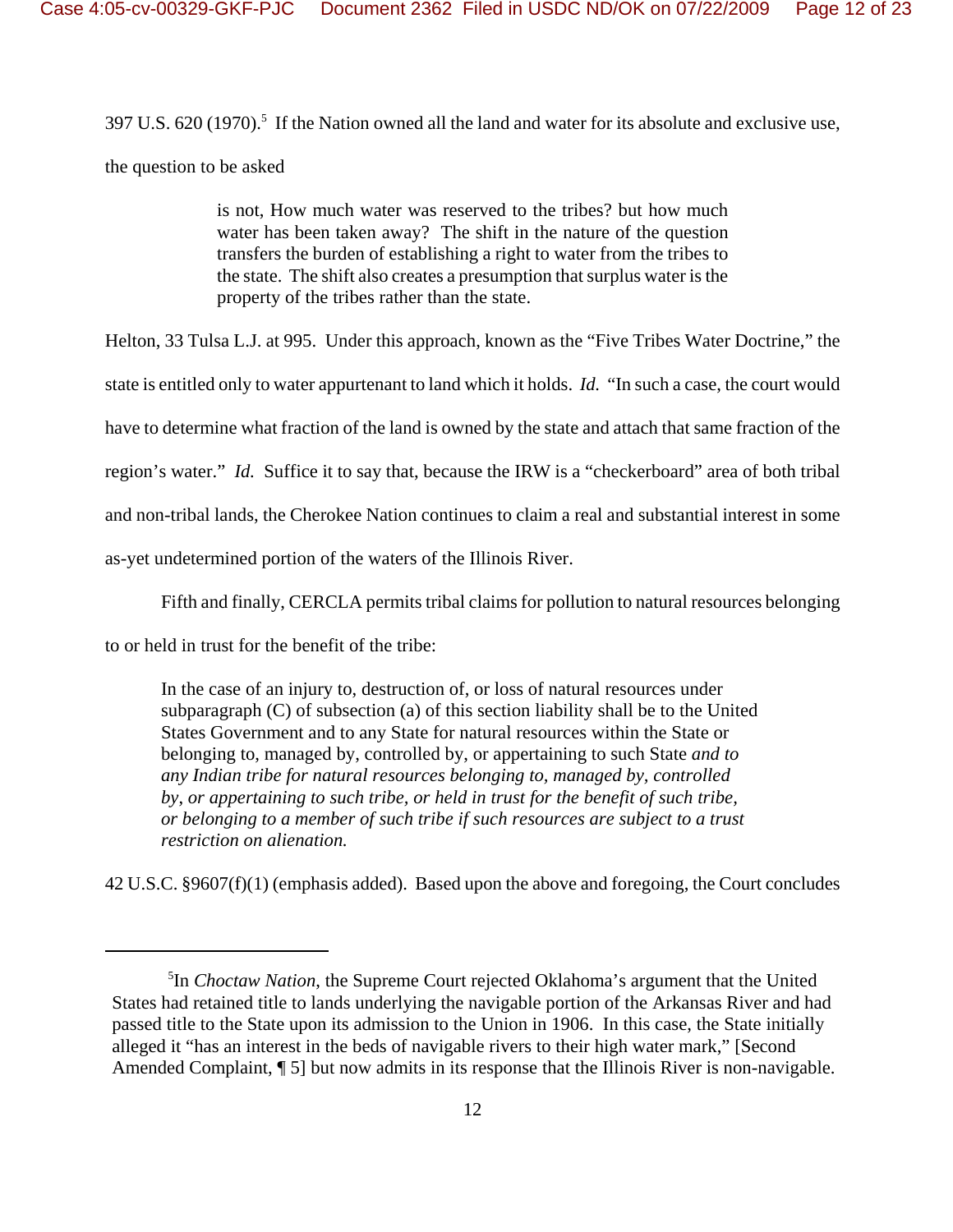397 U.S. 620 (1970).[5] If the Nation owned all the land and water for its absolute and exclusive use, the question to be asked

> is not, How much water was reserved to the tribes? but how much water has been taken away? The shift in the nature of the question transfers the burden of establishing a right to water from the tribes to the state. The shift also creates a presumption that surplus water is the property of the tribes rather than the state.

Helton, 33 Tulsa L.J. at 995. Under this approach, known as the "Five Tribes Water Doctrine," the state is entitled only to water appurtenant to land which it holds. *Id.* "In such a case, the court would have to determine what fraction of the land is owned by the state and attach that same fraction of the region's water." *Id.* Suffice it to say that, because the IRW is a "checkerboard" area of both tribal and non-tribal lands, the Cherokee Nation continues to claim a real and substantial interest in some as-yet undetermined portion of the waters of the Illinois River.

Fifth and finally, CERCLA permits tribal claims for pollution to natural resources belonging to or held in trust for the benefit of the tribe:

> In the case of an injury to, destruction of, or loss of natural resources under subparagraph (C) of subsection (a) of this section liability shall be to the United States Government and to any State for natural resources within the State or belonging to, managed by, controlled by, or appertaining to such State *and to any Indian tribe for natural resources belonging to, managed by, controlled by, or appertaining to such tribe, or held in trust for the benefit of such tribe, or belonging to a member of such tribe if such resources are subject to a trust restriction on alienation.*

42 U.S.C. §9607(f)(1) (emphasis added). Based upon the above and foregoing, the Court concludes

---

[5] In *Choctaw Nation*, the Supreme Court rejected Oklahoma's argument that the United States had retained title to lands underlying the navigable portion of the Arkansas River and had passed title to the State upon its admission to the Union in 1906. In this case, the State initially alleged it "has an interest in the beds of navigable rivers to their high water mark," [Second Amended Complaint, ¶ 5] but now admits in its response that the Illinois River is non-navigable.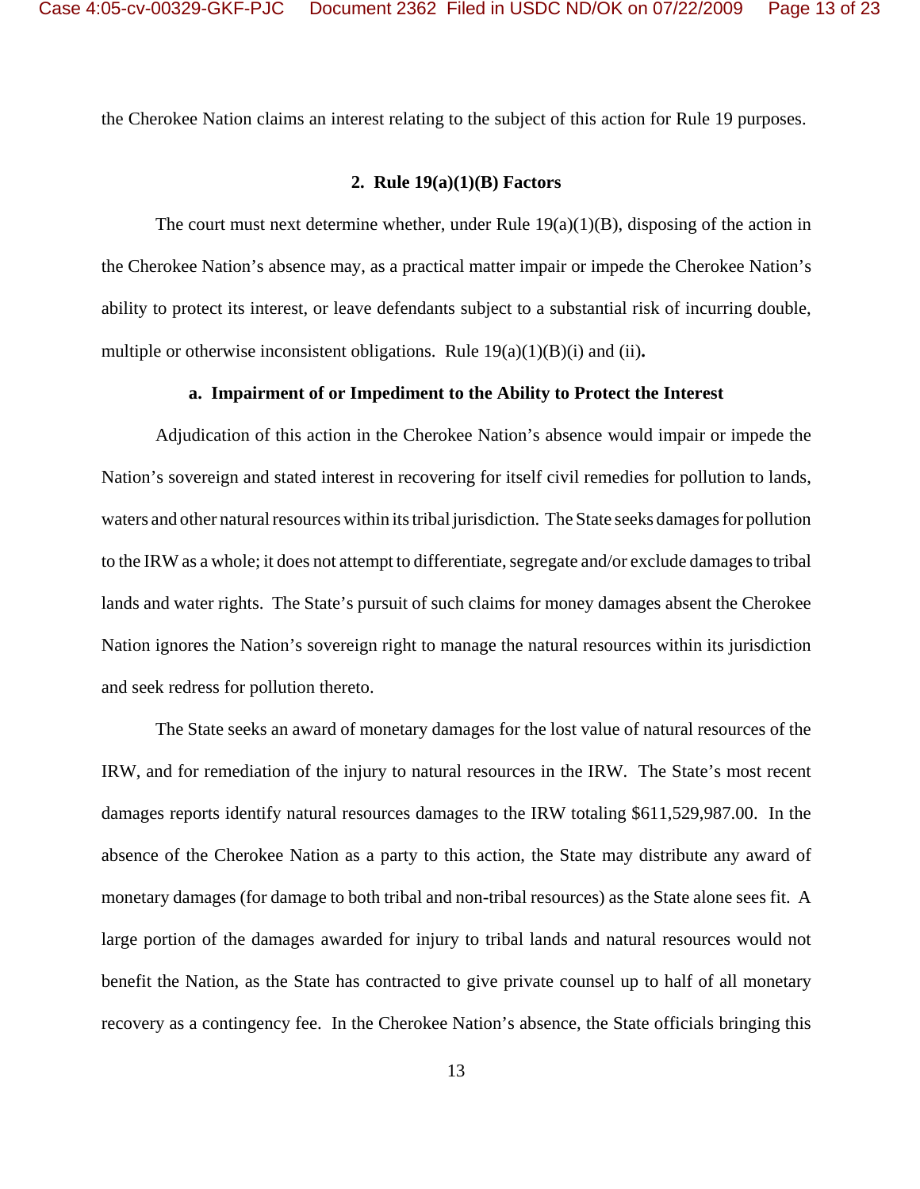the Cherokee Nation claims an interest relating to the subject of this action for Rule 19 purposes.

### 2. Rule 19(a)(1)(B) Factors

The court must next determine whether, under Rule 19(a)(1)(B), disposing of the action in the Cherokee Nation's absence may, as a practical matter impair or impede the Cherokee Nation's ability to protect its interest, or leave defendants subject to a substantial risk of incurring double, multiple or otherwise inconsistent obligations. Rule 19(a)(1)(B)(i) and (ii)**.**

#### a. Impairment of or Impediment to the Ability to Protect the Interest

Adjudication of this action in the Cherokee Nation's absence would impair or impede the Nation's sovereign and stated interest in recovering for itself civil remedies for pollution to lands, waters and other natural resources within its tribal jurisdiction. The State seeks damages for pollution to the IRW as a whole; it does not attempt to differentiate, segregate and/or exclude damages to tribal lands and water rights. The State's pursuit of such claims for money damages absent the Cherokee Nation ignores the Nation's sovereign right to manage the natural resources within its jurisdiction and seek redress for pollution thereto.

The State seeks an award of monetary damages for the lost value of natural resources of the IRW, and for remediation of the injury to natural resources in the IRW. The State's most recent damages reports identify natural resources damages to the IRW totaling $611,529,987.00. In the absence of the Cherokee Nation as a party to this action, the State may distribute any award of monetary damages (for damage to both tribal and non-tribal resources) as the State alone sees fit. A large portion of the damages awarded for injury to tribal lands and natural resources would not benefit the Nation, as the State has contracted to give private counsel up to half of all monetary recovery as a contingency fee. In the Cherokee Nation's absence, the State officials bringing this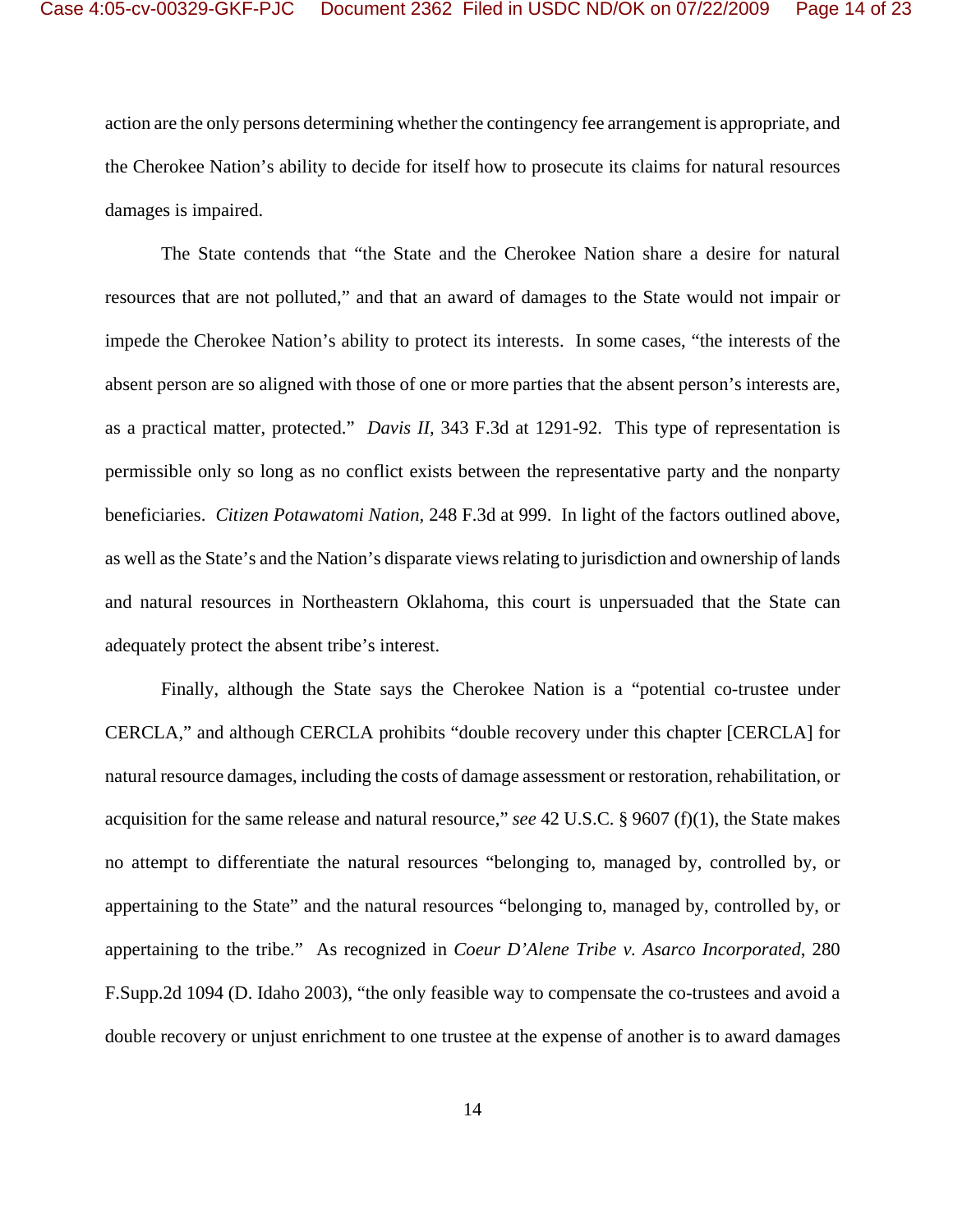action are the only persons determining whether the contingency fee arrangement is appropriate, and the Cherokee Nation's ability to decide for itself how to prosecute its claims for natural resources damages is impaired.

The State contends that "the State and the Cherokee Nation share a desire for natural resources that are not polluted," and that an award of damages to the State would not impair or impede the Cherokee Nation's ability to protect its interests. In some cases, "the interests of the absent person are so aligned with those of one or more parties that the absent person's interests are, as a practical matter, protected." *Davis II,* 343 F.3d at 1291-92. This type of representation is permissible only so long as no conflict exists between the representative party and the nonparty beneficiaries. *Citizen Potawatomi Nation,* 248 F.3d at 999. In light of the factors outlined above, as well as the State's and the Nation's disparate views relating to jurisdiction and ownership of lands and natural resources in Northeastern Oklahoma, this court is unpersuaded that the State can adequately protect the absent tribe's interest.

Finally, although the State says the Cherokee Nation is a "potential co-trustee under CERCLA," and although CERCLA prohibits "double recovery under this chapter [CERCLA] for natural resource damages, including the costs of damage assessment or restoration, rehabilitation, or acquisition for the same release and natural resource," *see* 42 U.S.C. § 9607 (f)(1), the State makes no attempt to differentiate the natural resources "belonging to, managed by, controlled by, or appertaining to the State" and the natural resources "belonging to, managed by, controlled by, or appertaining to the tribe." As recognized in *Coeur D'Alene Tribe v. Asarco Incorporated*, 280 F.Supp.2d 1094 (D. Idaho 2003), "the only feasible way to compensate the co-trustees and avoid a double recovery or unjust enrichment to one trustee at the expense of another is to award damages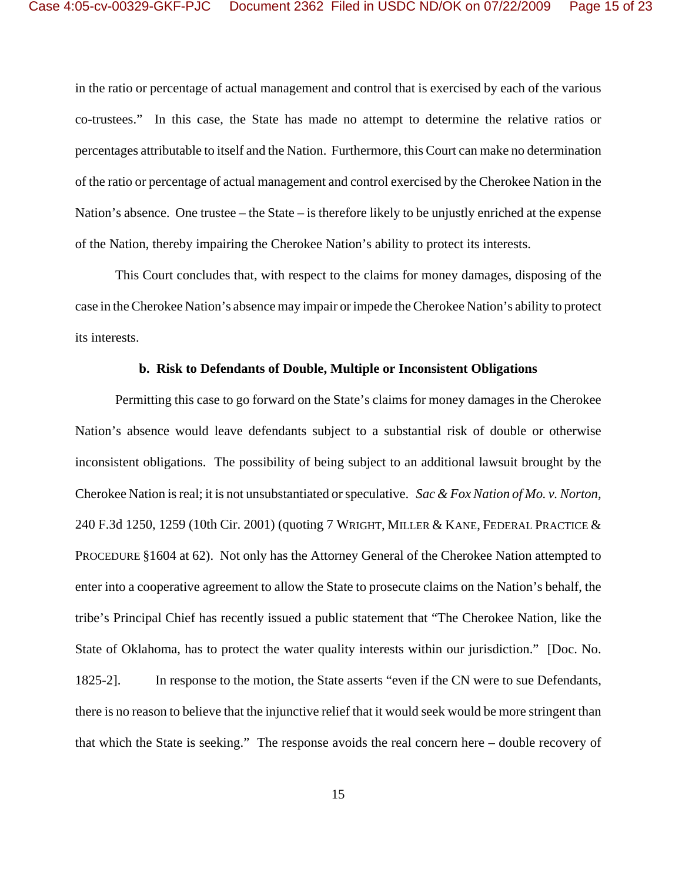in the ratio or percentage of actual management and control that is exercised by each of the various co-trustees." In this case, the State has made no attempt to determine the relative ratios or percentages attributable to itself and the Nation. Furthermore, this Court can make no determination of the ratio or percentage of actual management and control exercised by the Cherokee Nation in the Nation's absence. One trustee – the State – is therefore likely to be unjustly enriched at the expense of the Nation, thereby impairing the Cherokee Nation's ability to protect its interests.

This Court concludes that, with respect to the claims for money damages, disposing of the case in the Cherokee Nation's absence may impair or impede the Cherokee Nation's ability to protect its interests.

**b. Risk to Defendants of Double, Multiple or Inconsistent Obligations**

Permitting this case to go forward on the State's claims for money damages in the Cherokee Nation's absence would leave defendants subject to a substantial risk of double or otherwise inconsistent obligations. The possibility of being subject to an additional lawsuit brought by the Cherokee Nation is real; it is not unsubstantiated or speculative. *Sac & Fox Nation of Mo. v. Norton,* 240 F.3d 1250, 1259 (10th Cir. 2001) (quoting 7 WRIGHT, MILLER & KANE, FEDERAL PRACTICE & PROCEDURE §1604 at 62). Not only has the Attorney General of the Cherokee Nation attempted to enter into a cooperative agreement to allow the State to prosecute claims on the Nation's behalf, the tribe's Principal Chief has recently issued a public statement that "The Cherokee Nation, like the State of Oklahoma, has to protect the water quality interests within our jurisdiction." [Doc. No. 1825-2]. In response to the motion, the State asserts "even if the CN were to sue Defendants, there is no reason to believe that the injunctive relief that it would seek would be more stringent than that which the State is seeking." The response avoids the real concern here – double recovery of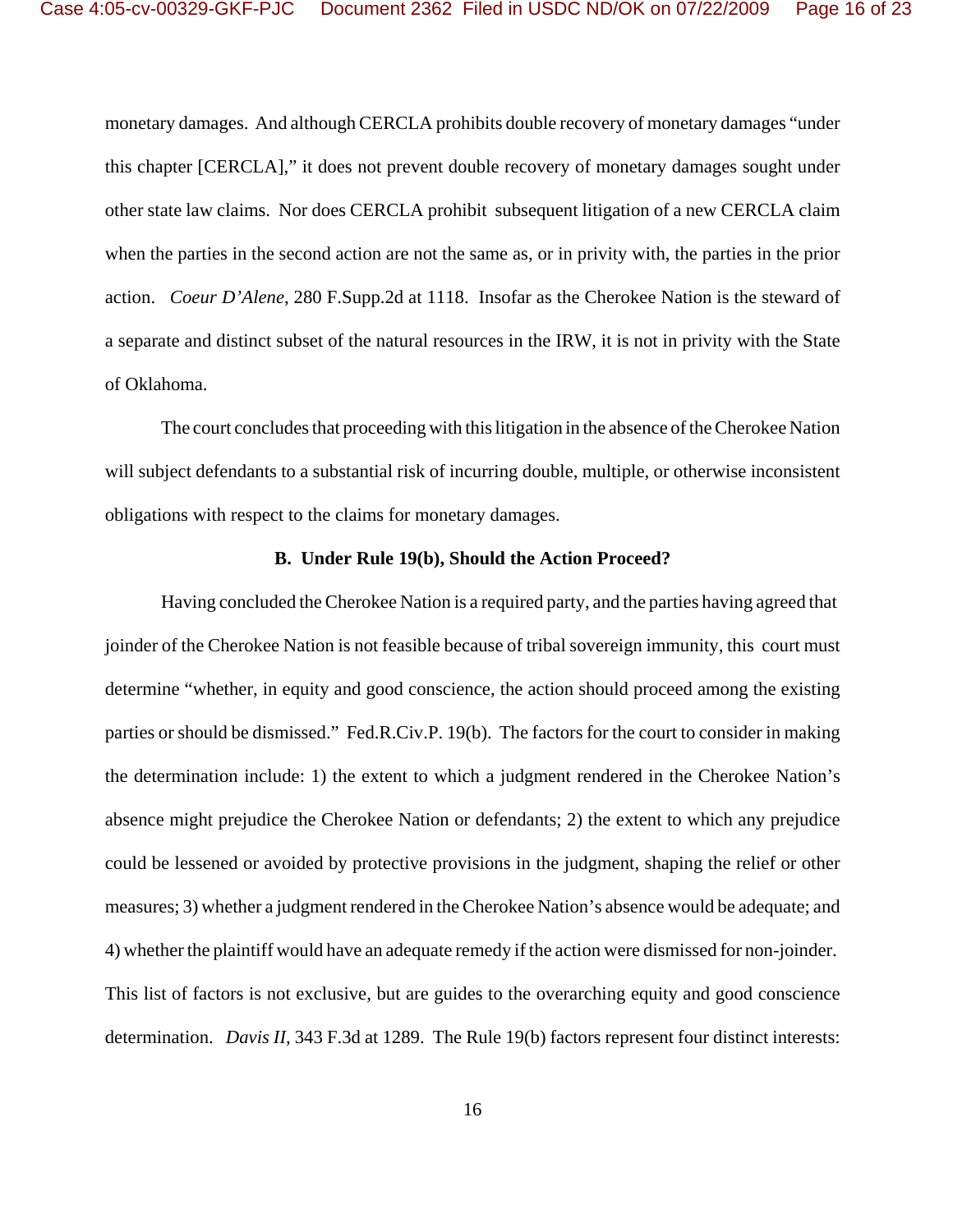monetary damages. And although CERCLA prohibits double recovery of monetary damages "under this chapter [CERCLA]," it does not prevent double recovery of monetary damages sought under other state law claims. Nor does CERCLA prohibit subsequent litigation of a new CERCLA claim when the parties in the second action are not the same as, or in privity with, the parties in the prior action. *Coeur D'Alene*, 280 F.Supp.2d at 1118. Insofar as the Cherokee Nation is the steward of a separate and distinct subset of the natural resources in the IRW, it is not in privity with the State of Oklahoma.

The court concludes that proceeding with this litigation in the absence of the Cherokee Nation will subject defendants to a substantial risk of incurring double, multiple, or otherwise inconsistent obligations with respect to the claims for monetary damages.

**B. Under Rule 19(b), Should the Action Proceed?**

Having concluded the Cherokee Nation is a required party, and the parties having agreed that joinder of the Cherokee Nation is not feasible because of tribal sovereign immunity, this court must determine "whether, in equity and good conscience, the action should proceed among the existing parties or should be dismissed." Fed.R.Civ.P. 19(b). The factors for the court to consider in making the determination include: 1) the extent to which a judgment rendered in the Cherokee Nation's absence might prejudice the Cherokee Nation or defendants; 2) the extent to which any prejudice could be lessened or avoided by protective provisions in the judgment, shaping the relief or other measures; 3) whether a judgment rendered in the Cherokee Nation's absence would be adequate; and 4) whether the plaintiff would have an adequate remedy if the action were dismissed for non-joinder. This list of factors is not exclusive, but are guides to the overarching equity and good conscience determination. *Davis II*, 343 F.3d at 1289. The Rule 19(b) factors represent four distinct interests: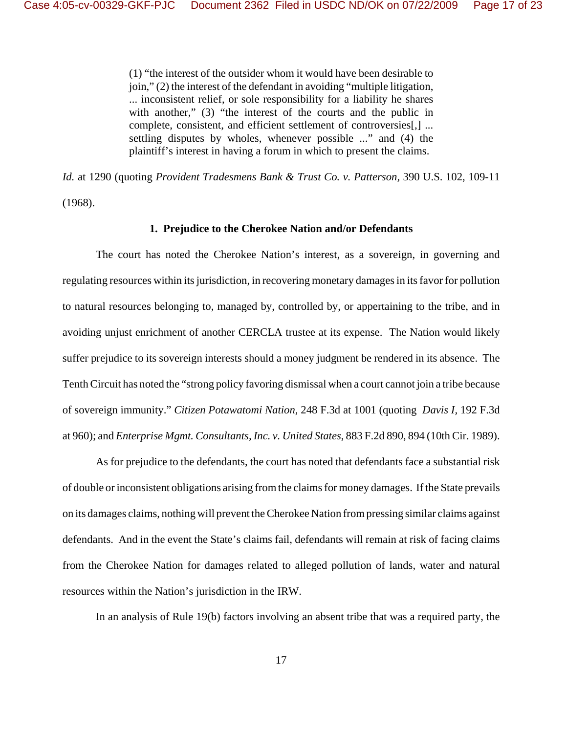> (1) "the interest of the outsider whom it would have been desirable to join," (2) the interest of the defendant in avoiding "multiple litigation, ... inconsistent relief, or sole responsibility for a liability he shares with another," (3) "the interest of the courts and the public in complete, consistent, and efficient settlement of controversies[,] ... settling disputes by wholes, whenever possible ..." and (4) the plaintiff's interest in having a forum in which to present the claims.

*Id.* at 1290 (quoting *Provident Tradesmens Bank & Trust Co. v. Patterson*, 390 U.S. 102, 109-11 (1968).

**1. Prejudice to the Cherokee Nation and/or Defendants**

The court has noted the Cherokee Nation's interest, as a sovereign, in governing and regulating resources within its jurisdiction, in recovering monetary damages in its favor for pollution to natural resources belonging to, managed by, controlled by, or appertaining to the tribe, and in avoiding unjust enrichment of another CERCLA trustee at its expense. The Nation would likely suffer prejudice to its sovereign interests should a money judgment be rendered in its absence. The Tenth Circuit has noted the "strong policy favoring dismissal when a court cannot join a tribe because of sovereign immunity." *Citizen Potawatomi Nation*, 248 F.3d at 1001 (quoting *Davis I*, 192 F.3d at 960); and *Enterprise Mgmt. Consultants, Inc. v. United States*, 883 F.2d 890, 894 (10th Cir. 1989).

As for prejudice to the defendants, the court has noted that defendants face a substantial risk of double or inconsistent obligations arising from the claims for money damages. If the State prevails on its damages claims, nothing will prevent the Cherokee Nation from pressing similar claims against defendants. And in the event the State's claims fail, defendants will remain at risk of facing claims from the Cherokee Nation for damages related to alleged pollution of lands, water and natural resources within the Nation's jurisdiction in the IRW.

In an analysis of Rule 19(b) factors involving an absent tribe that was a required party, the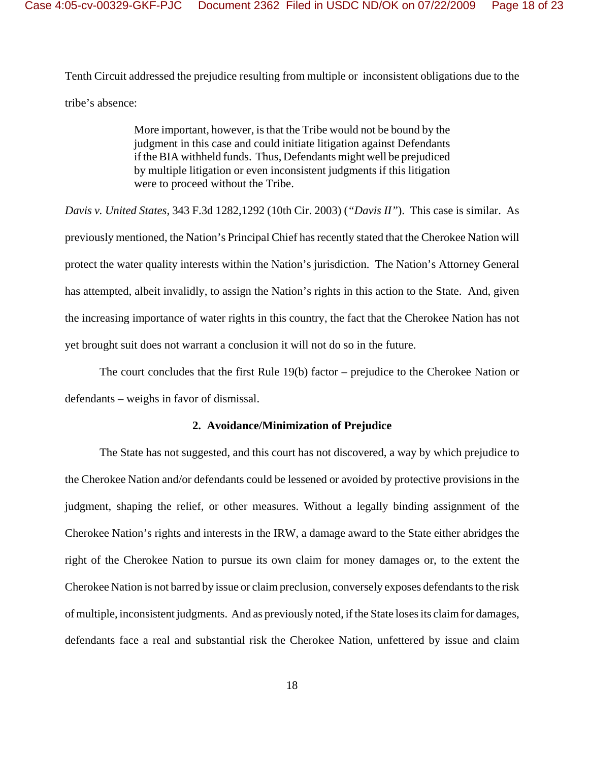Tenth Circuit addressed the prejudice resulting from multiple or inconsistent obligations due to the tribe's absence:

> More important, however, is that the Tribe would not be bound by the judgment in this case and could initiate litigation against Defendants if the BIA withheld funds. Thus, Defendants might well be prejudiced by multiple litigation or even inconsistent judgments if this litigation were to proceed without the Tribe.

*Davis v. United States*, 343 F.3d 1282,1292 (10th Cir. 2003) (*"Davis II"*). This case is similar. As previously mentioned, the Nation's Principal Chief has recently stated that the Cherokee Nation will protect the water quality interests within the Nation's jurisdiction. The Nation's Attorney General has attempted, albeit invalidly, to assign the Nation's rights in this action to the State. And, given the increasing importance of water rights in this country, the fact that the Cherokee Nation has not yet brought suit does not warrant a conclusion it will not do so in the future.

The court concludes that the first Rule 19(b) factor – prejudice to the Cherokee Nation or defendants – weighs in favor of dismissal.

**2. Avoidance/Minimization of Prejudice**

The State has not suggested, and this court has not discovered, a way by which prejudice to the Cherokee Nation and/or defendants could be lessened or avoided by protective provisions in the judgment, shaping the relief, or other measures. Without a legally binding assignment of the Cherokee Nation's rights and interests in the IRW, a damage award to the State either abridges the right of the Cherokee Nation to pursue its own claim for money damages or, to the extent the Cherokee Nation is not barred by issue or claim preclusion, conversely exposes defendants to the risk of multiple, inconsistent judgments. And as previously noted, if the State loses its claim for damages, defendants face a real and substantial risk the Cherokee Nation, unfettered by issue and claim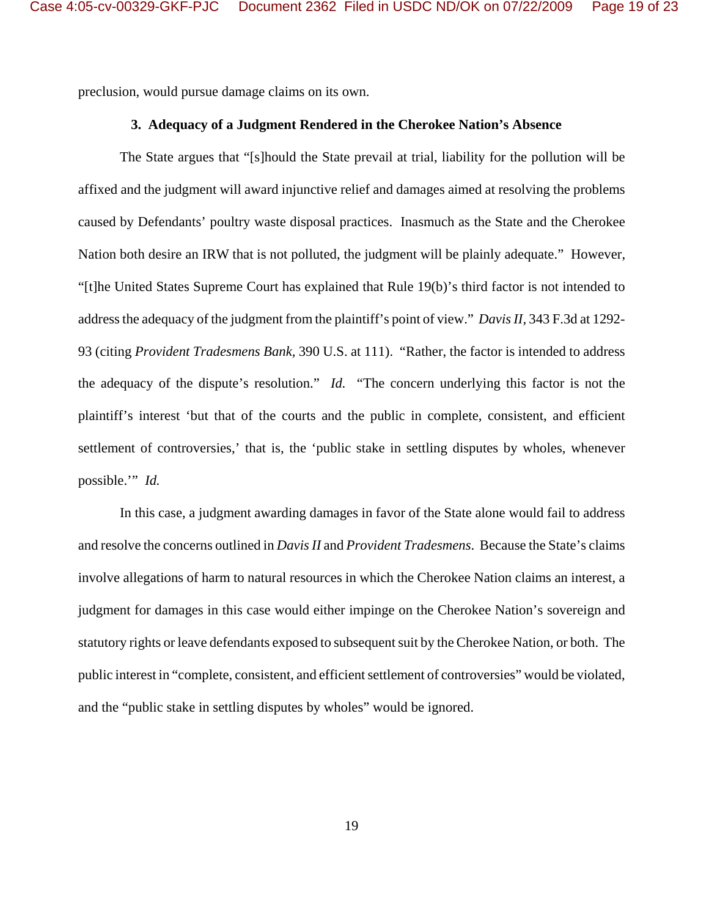preclusion, would pursue damage claims on its own.

### 3. Adequacy of a Judgment Rendered in the Cherokee Nation's Absence

The State argues that "[s]hould the State prevail at trial, liability for the pollution will be affixed and the judgment will award injunctive relief and damages aimed at resolving the problems caused by Defendants' poultry waste disposal practices. Inasmuch as the State and the Cherokee Nation both desire an IRW that is not polluted, the judgment will be plainly adequate." However, "[t]he United States Supreme Court has explained that Rule 19(b)'s third factor is not intended to address the adequacy of the judgment from the plaintiff's point of view." *Davis II*, 343 F.3d at 1292-93 (citing *Provident Tradesmens Bank*, 390 U.S. at 111). "Rather, the factor is intended to address the adequacy of the dispute's resolution." *Id.* "The concern underlying this factor is not the plaintiff's interest 'but that of the courts and the public in complete, consistent, and efficient settlement of controversies,' that is, the 'public stake in settling disputes by wholes, whenever possible.'" *Id.*

In this case, a judgment awarding damages in favor of the State alone would fail to address and resolve the concerns outlined in *Davis II* and *Provident Tradesmens*. Because the State's claims involve allegations of harm to natural resources in which the Cherokee Nation claims an interest, a judgment for damages in this case would either impinge on the Cherokee Nation's sovereign and statutory rights or leave defendants exposed to subsequent suit by the Cherokee Nation, or both. The public interest in "complete, consistent, and efficient settlement of controversies" would be violated, and the "public stake in settling disputes by wholes" would be ignored.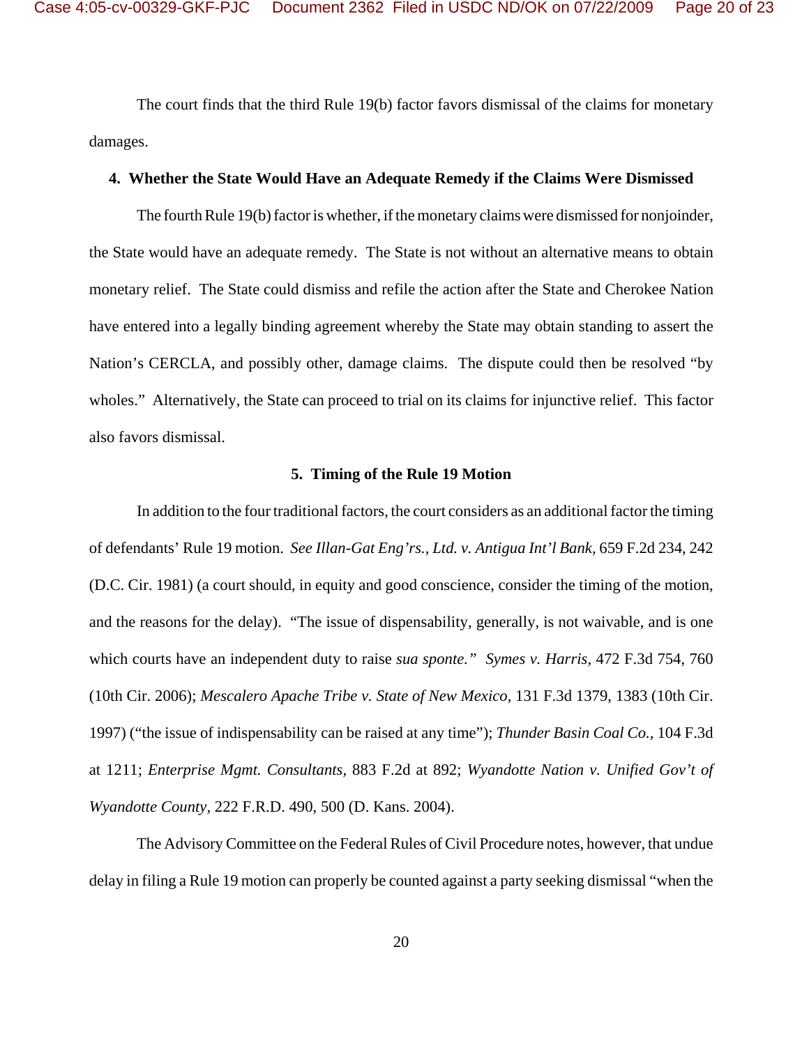The court finds that the third Rule 19(b) factor favors dismissal of the claims for monetary damages.

**4. Whether the State Would Have an Adequate Remedy if the Claims Were Dismissed**

The fourth Rule 19(b) factor is whether, if the monetary claims were dismissed for nonjoinder, the State would have an adequate remedy. The State is not without an alternative means to obtain monetary relief. The State could dismiss and refile the action after the State and Cherokee Nation have entered into a legally binding agreement whereby the State may obtain standing to assert the Nation's CERCLA, and possibly other, damage claims. The dispute could then be resolved "by wholes." Alternatively, the State can proceed to trial on its claims for injunctive relief. This factor also favors dismissal.

**5. Timing of the Rule 19 Motion**

In addition to the four traditional factors, the court considers as an additional factor the timing of defendants' Rule 19 motion. *See Illan-Gat Eng'rs., Ltd. v. Antigua Int'l Bank,* 659 F.2d 234, 242 (D.C. Cir. 1981) (a court should, in equity and good conscience, consider the timing of the motion, and the reasons for the delay). "The issue of dispensability, generally, is not waivable, and is one which courts have an independent duty to raise *sua sponte.*" *Symes v. Harris,* 472 F.3d 754, 760 (10th Cir. 2006); *Mescalero Apache Tribe v. State of New Mexico,* 131 F.3d 1379, 1383 (10th Cir. 1997) ("the issue of indispensability can be raised at any time"); *Thunder Basin Coal Co.,* 104 F.3d at 1211; *Enterprise Mgmt. Consultants,* 883 F.2d at 892; *Wyandotte Nation v. Unified Gov't of Wyandotte County,* 222 F.R.D. 490, 500 (D. Kans. 2004).

The Advisory Committee on the Federal Rules of Civil Procedure notes, however, that undue delay in filing a Rule 19 motion can properly be counted against a party seeking dismissal "when the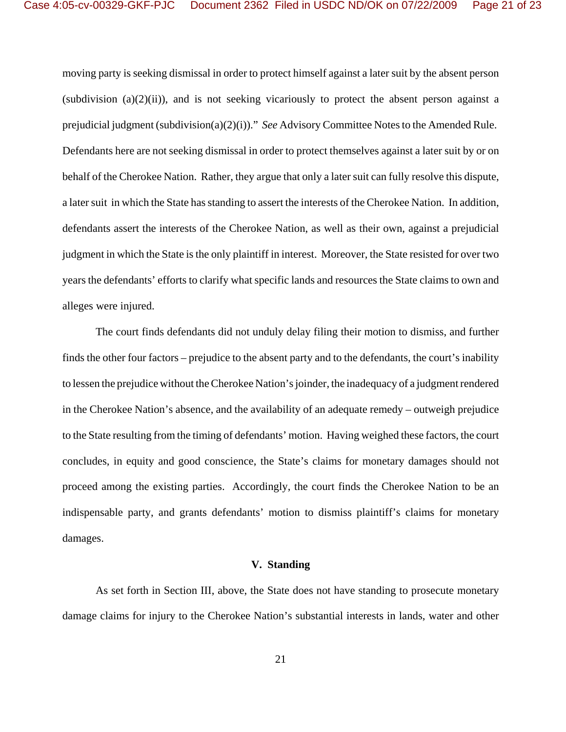moving party is seeking dismissal in order to protect himself against a later suit by the absent person (subdivision (a)(2)(ii)), and is not seeking vicariously to protect the absent person against a prejudicial judgment (subdivision(a)(2)(i))." *See* Advisory Committee Notes to the Amended Rule. Defendants here are not seeking dismissal in order to protect themselves against a later suit by or on behalf of the Cherokee Nation. Rather, they argue that only a later suit can fully resolve this dispute, a later suit in which the State has standing to assert the interests of the Cherokee Nation. In addition, defendants assert the interests of the Cherokee Nation, as well as their own, against a prejudicial judgment in which the State is the only plaintiff in interest. Moreover, the State resisted for over two years the defendants' efforts to clarify what specific lands and resources the State claims to own and alleges were injured.

The court finds defendants did not unduly delay filing their motion to dismiss, and further finds the other four factors – prejudice to the absent party and to the defendants, the court's inability to lessen the prejudice without the Cherokee Nation's joinder, the inadequacy of a judgment rendered in the Cherokee Nation's absence, and the availability of an adequate remedy – outweigh prejudice to the State resulting from the timing of defendants' motion. Having weighed these factors, the court concludes, in equity and good conscience, the State's claims for monetary damages should not proceed among the existing parties. Accordingly, the court finds the Cherokee Nation to be an indispensable party, and grants defendants' motion to dismiss plaintiff's claims for monetary damages.

**V. Standing**

As set forth in Section III, above, the State does not have standing to prosecute monetary damage claims for injury to the Cherokee Nation's substantial interests in lands, water and other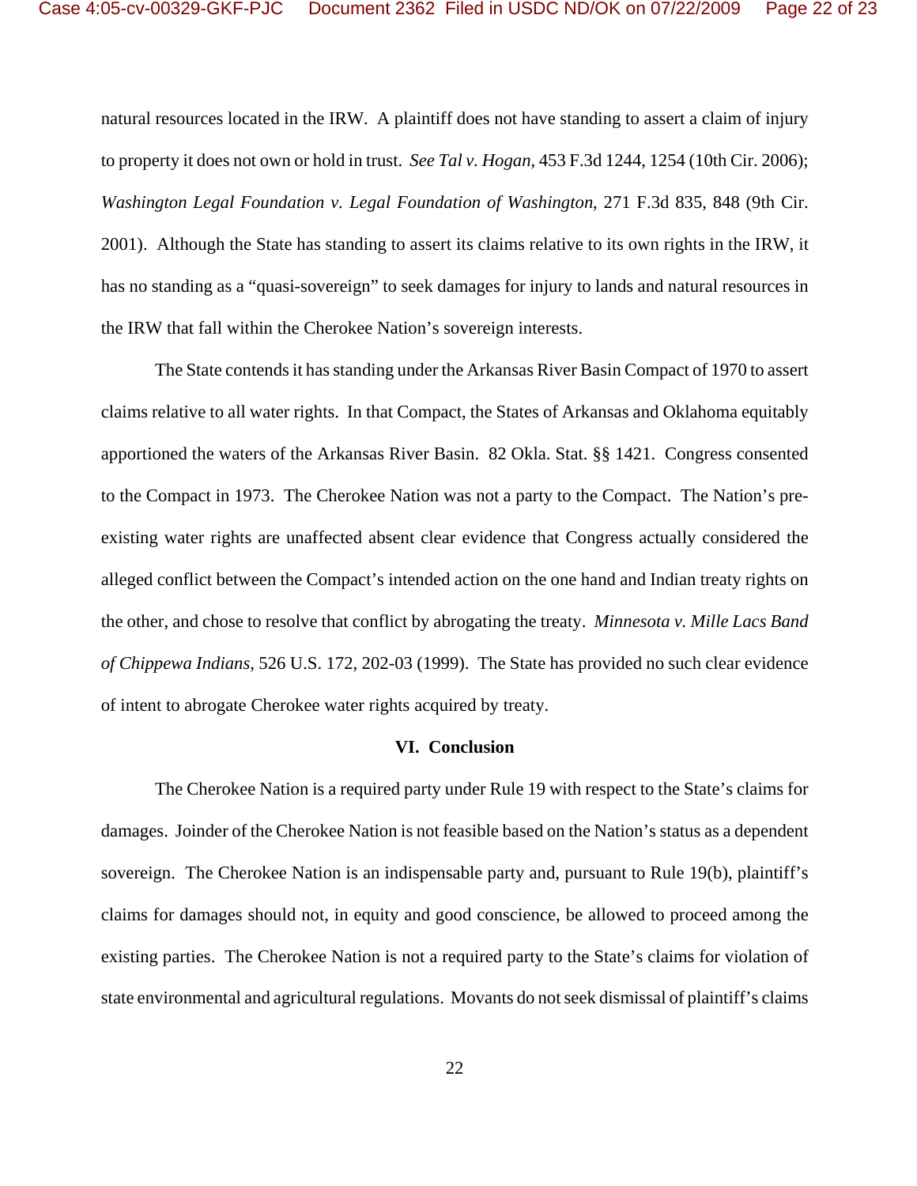natural resources located in the IRW. A plaintiff does not have standing to assert a claim of injury to property it does not own or hold in trust. *See Tal v. Hogan*, 453 F.3d 1244, 1254 (10th Cir. 2006); *Washington Legal Foundation v. Legal Foundation of Washington*, 271 F.3d 835, 848 (9th Cir. 2001). Although the State has standing to assert its claims relative to its own rights in the IRW, it has no standing as a "quasi-sovereign" to seek damages for injury to lands and natural resources in the IRW that fall within the Cherokee Nation's sovereign interests.

The State contends it has standing under the Arkansas River Basin Compact of 1970 to assert claims relative to all water rights. In that Compact, the States of Arkansas and Oklahoma equitably apportioned the waters of the Arkansas River Basin. 82 Okla. Stat. §§ 1421. Congress consented to the Compact in 1973. The Cherokee Nation was not a party to the Compact. The Nation's pre-existing water rights are unaffected absent clear evidence that Congress actually considered the alleged conflict between the Compact's intended action on the one hand and Indian treaty rights on the other, and chose to resolve that conflict by abrogating the treaty. *Minnesota v. Mille Lacs Band of Chippewa Indians*, 526 U.S. 172, 202-03 (1999). The State has provided no such clear evidence of intent to abrogate Cherokee water rights acquired by treaty.

**VI. Conclusion**

The Cherokee Nation is a required party under Rule 19 with respect to the State's claims for damages. Joinder of the Cherokee Nation is not feasible based on the Nation's status as a dependent sovereign. The Cherokee Nation is an indispensable party and, pursuant to Rule 19(b), plaintiff's claims for damages should not, in equity and good conscience, be allowed to proceed among the existing parties. The Cherokee Nation is not a required party to the State's claims for violation of state environmental and agricultural regulations. Movants do not seek dismissal of plaintiff's claims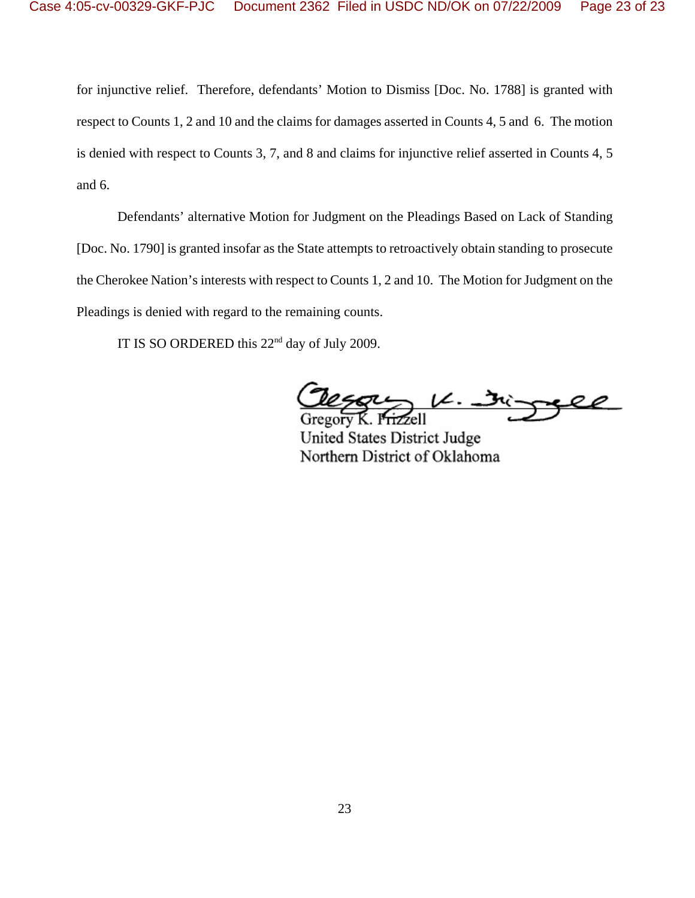for injunctive relief. Therefore, defendants' Motion to Dismiss [Doc. No. 1788] is granted with respect to Counts 1, 2 and 10 and the claims for damages asserted in Counts 4, 5 and 6. The motion is denied with respect to Counts 3, 7, and 8 and claims for injunctive relief asserted in Counts 4, 5 and 6.

Defendants' alternative Motion for Judgment on the Pleadings Based on Lack of Standing [Doc. No. 1790] is granted insofar as the State attempts to retroactively obtain standing to prosecute the Cherokee Nation's interests with respect to Counts 1, 2 and 10. The Motion for Judgment on the Pleadings is denied with regard to the remaining counts.

IT IS SO ORDERED this 22nd day of July 2009.

Gregory K. Frizzell
United States District Judge
Northern District of Oklahoma